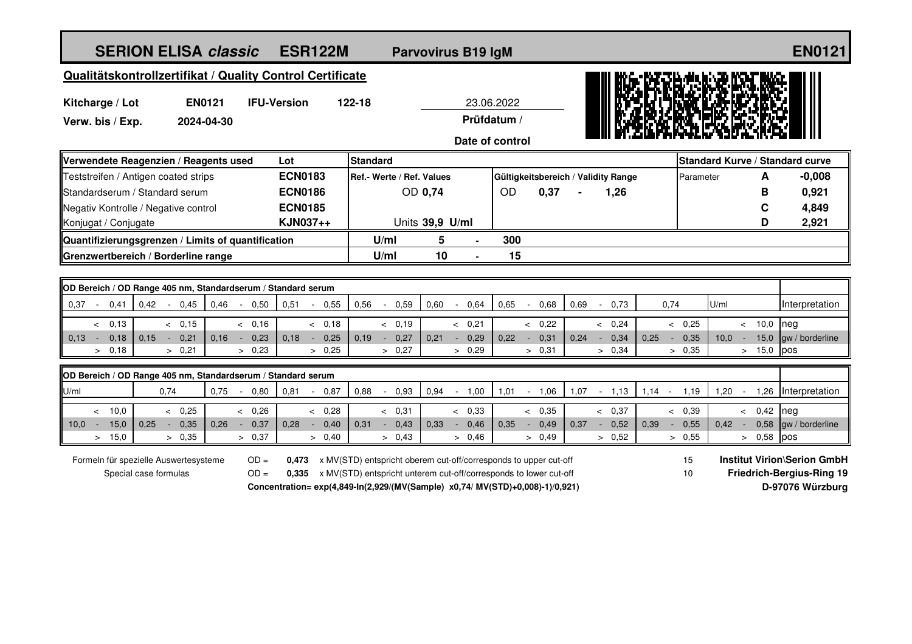# SERION ELISA *classic* ESR122M Parvovirus B19 IgM EN0121

## Qualitätskontrollzertifikat / Quality Control Certificate

**Kitcharge / Lot** **EN0121** **IFU-Version** **122-18**

**Verw. bis / Exp.** **2024-04-30**

23.06.2022
**Prüfdatum / Date of control**

| Verwendete Reagenzien / Reagents used | Lot | Standard | | | Standard Kurve / Standard curve | | |
|---|---|---|---|---|---|---|---|
| Teststreifen / Antigen coated strips | **ECN0183** | **Ref.- Werte / Ref. Values** | **Gültigkeitsbereich / Validity Range** | | Parameter | **A** | **-0,008** |
| Standardserum / Standard serum | **ECN0186** | OD **0,74** | OD **0,37** - **1,26** | | | **B** | **0,921** |
| Negativ Kontrolle / Negative control | **ECN0185** | | | | | **C** | **4,849** |
| Konjugat / Conjugate | **KJN037++** | Units **39,9 U/ml** | | | | **D** | **2,921** |
| **Quantifizierungsgrenzen / Limits of quantification** | | **U/ml** | **5 - 300** | | | | |
| **Grenzwertbereich / Borderline range** | | **U/ml** | **10 - 15** | | | | |

**OD Bereich / OD Range 405 nm, Standardserum / Standard serum**

| 0,37 - 0,41 | 0,42 - 0,45 | 0,46 - 0,50 | 0,51 - 0,55 | 0,56 - 0,59 | 0,60 - 0,64 | 0,65 - 0,68 | 0,69 - 0,73 | 0,74 | U/ml | Interpretation |
|---|---|---|---|---|---|---|---|---|---|---|
| < 0,13 | < 0,15 | < 0,16 | < 0,18 | < 0,19 | < 0,21 | < 0,22 | < 0,24 | < 0,25 | < 10,0 | neg |
| 0,13 - 0,18 | 0,15 - 0,21 | 0,16 - 0,23 | 0,18 - 0,25 | 0,19 - 0,27 | 0,21 - 0,29 | 0,22 - 0,31 | 0,24 - 0,34 | 0,25 - 0,35 | 10,0 - 15,0 | gw / borderline |
| > 0,18 | > 0,21 | > 0,23 | > 0,25 | > 0,27 | > 0,29 | > 0,31 | > 0,34 | > 0,35 | > 15,0 | pos |

**OD Bereich / OD Range 405 nm, Standardserum / Standard serum**

| U/ml | 0,74 | 0,75 - 0,80 | 0,81 - 0,87 | 0,88 - 0,93 | 0,94 - 1,00 | 1,01 - 1,06 | 1,07 - 1,13 | 1,14 - 1,19 | 1,20 - 1,26 | Interpretation |
|---|---|---|---|---|---|---|---|---|---|---|
| < 10,0 | < 0,25 | < 0,26 | < 0,28 | < 0,31 | < 0,33 | < 0,35 | < 0,37 | < 0,39 | < 0,42 | neg |
| 10,0 - 15,0 | 0,25 - 0,35 | 0,26 - 0,37 | 0,28 - 0,40 | 0,31 - 0,43 | 0,33 - 0,46 | 0,35 - 0,49 | 0,37 - 0,52 | 0,39 - 0,55 | 0,42 - 0,58 | gw / borderline |
| > 15,0 | > 0,35 | > 0,37 | > 0,40 | > 0,43 | > 0,46 | > 0,49 | > 0,52 | > 0,55 | > 0,58 | pos |

Formeln für spezielle Auswertesysteme / Special case formulas

OD = **0,473** x MV(STD) entspricht oberem cut-off/corresponds to upper cut-off — 15

OD = **0,335** x MV(STD) entspricht unterem cut-off/corresponds to lower cut-off — 10

**Concentration= exp(4,849-ln(2,929/(MV(Sample) x0,74/ MV(STD)+0,008)-1)/0,921)**

**Institut Virion\Serion GmbH**
**Friedrich-Bergius-Ring 19**
**D-97076 Würzburg**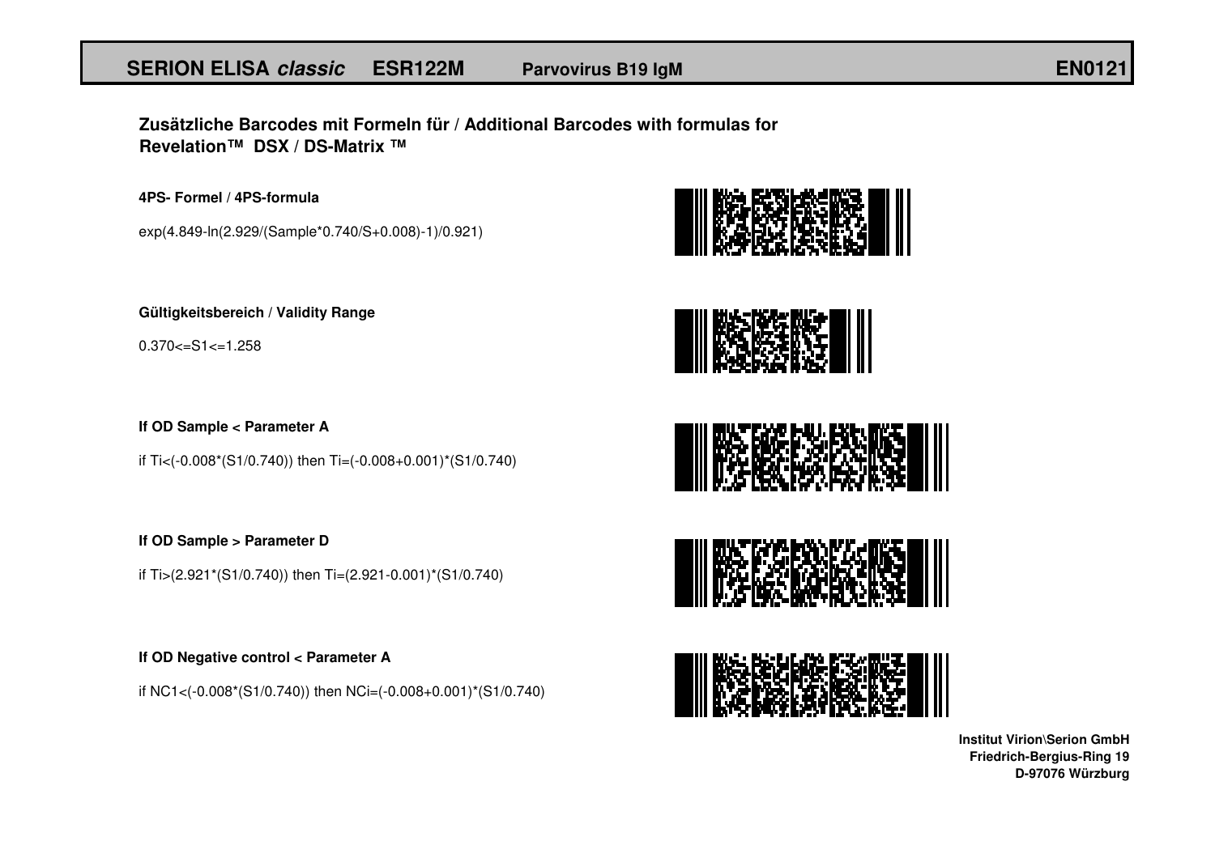# SERION ELISA *classic* ESR122M Parvovirus B19 IgM EN0121

## Zusätzliche Barcodes mit Formeln für / Additional Barcodes with formulas for Revelation™ DSX / DS-Matrix ™

**4PS- Formel / 4PS-formula**

exp(4.849-ln(2.929/(Sample*0.740/S+0.008)-1)/0.921)

**Gültigkeitsbereich / Validity Range**

0.370<=S1<=1.258

**If OD Sample < Parameter A**

if Ti<(-0.008*(S1/0.740)) then Ti=(-0.008+0.001)*(S1/0.740)

**If OD Sample > Parameter D**

if Ti>(2.921*(S1/0.740)) then Ti=(2.921-0.001)*(S1/0.740)

**If OD Negative control < Parameter A**

if NC1<(-0.008*(S1/0.740)) then NCi=(-0.008+0.001)*(S1/0.740)

**Institut Virion\Serion GmbH**
**Friedrich-Bergius-Ring 19**
**D-97076 Würzburg**